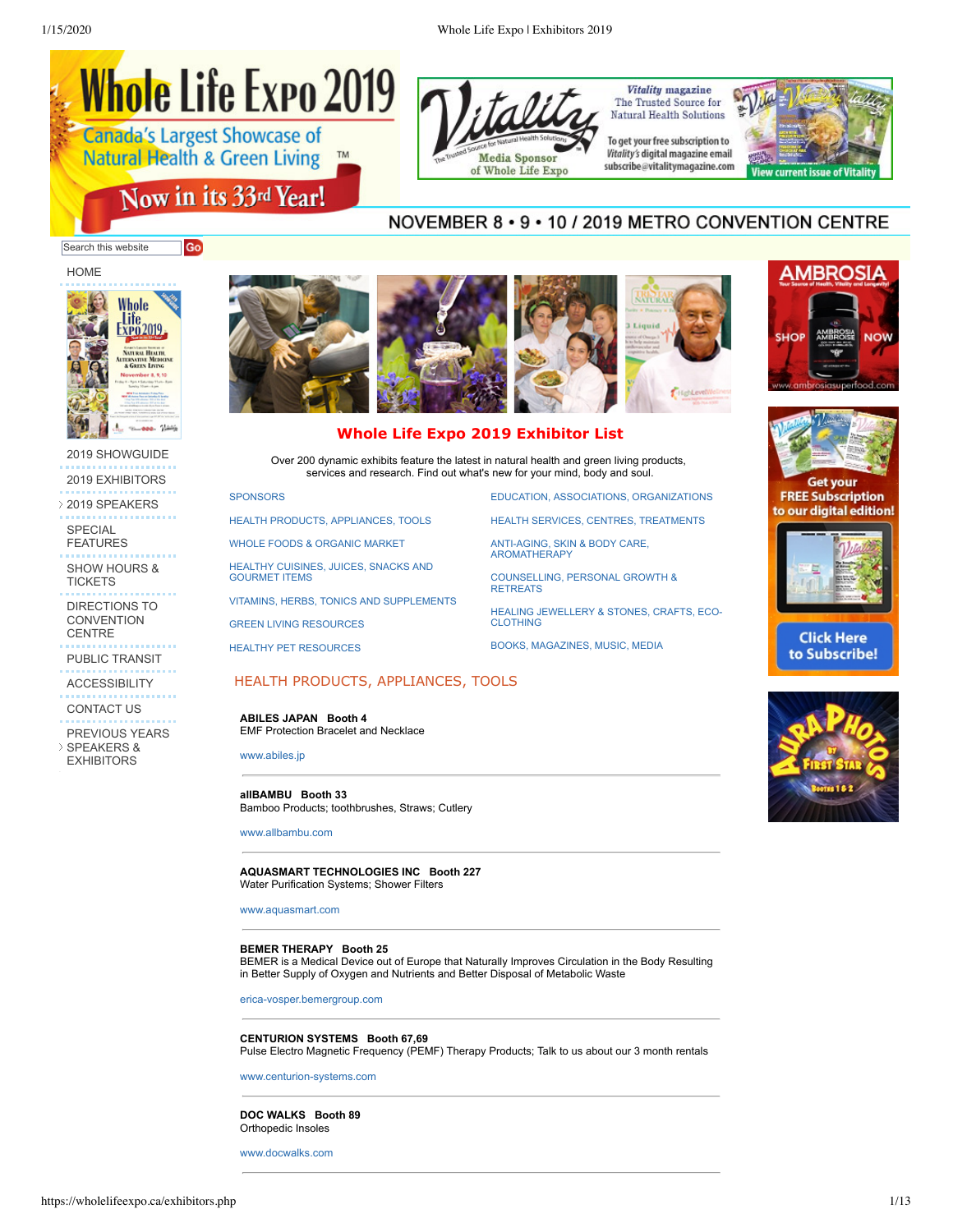# Whole Life Expo 2019

Canada's Largest Showcase of Natural Health & Green Living™

Now in its 33rd Year!

*Vitality* magazine — The Trusted Source for Natural Health Solutions. Media Sponsor of Whole Life Expo. To get your free subscription to *Vitality's* digital magazine email subscribe@vitalitymagazine.com. View current issue of Vitality

NOVEMBER 8 • 9 • 10 / 2019 METRO CONVENTION CENTRE

- HOME
- 2019 SHOWGUIDE
- 2019 EXHIBITORS
- 2019 SPEAKERS
- SPECIAL FEATURES
- SHOW HOURS & TICKETS
- DIRECTIONS TO CONVENTION CENTRE
- PUBLIC TRANSIT
- ACCESSIBILITY
- CONTACT US
- PREVIOUS YEARS SPEAKERS & EXHIBITORS

## Whole Life Expo 2019 Exhibitor List

Over 200 dynamic exhibits feature the latest in natural health and green living products, services and research. Find out what's new for your mind, body and soul.

- SPONSORS
- HEALTH PRODUCTS, APPLIANCES, TOOLS
- WHOLE FOODS & ORGANIC MARKET
- HEALTHY CUISINES, JUICES, SNACKS AND GOURMET ITEMS
- VITAMINS, HERBS, TONICS AND SUPPLEMENTS
- GREEN LIVING RESOURCES
- HEALTHY PET RESOURCES
- EDUCATION, ASSOCIATIONS, ORGANIZATIONS
- HEALTH SERVICES, CENTRES, TREATMENTS
- ANTI-AGING, SKIN & BODY CARE, AROMATHERAPY
- COUNSELLING, PERSONAL GROWTH & RETREATS
- HEALING JEWELLERY & STONES, CRAFTS, ECO-CLOTHING
- BOOKS, MAGAZINES, MUSIC, MEDIA

## HEALTH PRODUCTS, APPLIANCES, TOOLS

**ABILES JAPAN Booth 4**
EMF Protection Bracelet and Necklace

www.abiles.jp

---

**allBAMBU Booth 33**
Bamboo Products; toothbrushes, Straws; Cutlery

www.allbambu.com

---

**AQUASMART TECHNOLOGIES INC Booth 227**
Water Purification Systems; Shower Filters

www.aquasmart.com

---

**BEMER THERAPY Booth 25**
BEMER is a Medical Device out of Europe that Naturally Improves Circulation in the Body Resulting in Better Supply of Oxygen and Nutrients and Better Disposal of Metabolic Waste

erica-vosper.bemergroup.com

---

**CENTURION SYSTEMS Booth 67,69**
Pulse Electro Magnetic Frequency (PEMF) Therapy Products; Talk to us about our 3 month rentals

www.centurion-systems.com

---

**DOC WALKS Booth 89**
Orthopedic Insoles

www.docwalks.com

---

AMBROSIA — Your Source of Health, Vitality and Longevity! SHOP NOW — www.ambrosiasuperfood.com

Get your FREE Subscription to our digital edition! Click Here to Subscribe!

AURA PHOTOS by First Star — Booths 1 & 2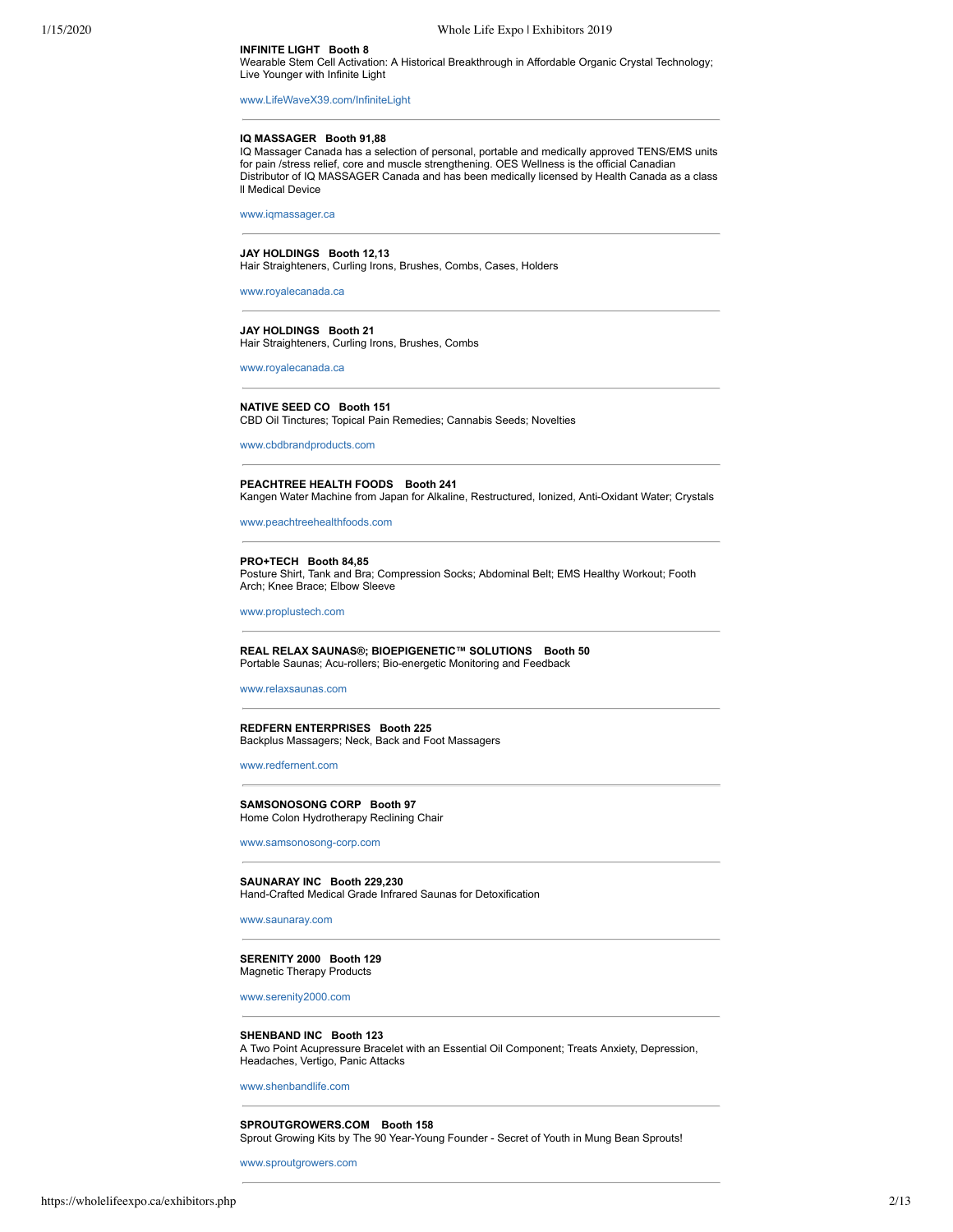**INFINITE LIGHT   Booth 8**
Wearable Stem Cell Activation: A Historical Breakthrough in Affordable Organic Crystal Technology; Live Younger with Infinite Light

www.LifeWaveX39.com/InfiniteLight

---

**IQ MASSAGER   Booth 91,88**
IQ Massager Canada has a selection of personal, portable and medically approved TENS/EMS units for pain /stress relief, core and muscle strengthening. OES Wellness is the official Canadian Distributor of IQ MASSAGER Canada and has been medically licensed by Health Canada as a class ll Medical Device

www.iqmassager.ca

---

**JAY HOLDINGS   Booth 12,13**
Hair Straighteners, Curling Irons, Brushes, Combs, Cases, Holders

www.royalecanada.ca

---

**JAY HOLDINGS   Booth 21**
Hair Straighteners, Curling Irons, Brushes, Combs

www.royalecanada.ca

---

**NATIVE SEED CO   Booth 151**
CBD Oil Tinctures; Topical Pain Remedies; Cannabis Seeds; Novelties

www.cbdbrandproducts.com

---

**PEACHTREE HEALTH FOODS   Booth 241**
Kangen Water Machine from Japan for Alkaline, Restructured, Ionized, Anti-Oxidant Water; Crystals

www.peachtreehealthfoods.com

---

**PRO+TECH   Booth 84,85**
Posture Shirt, Tank and Bra; Compression Socks; Abdominal Belt; EMS Healthy Workout; Footh Arch; Knee Brace; Elbow Sleeve

www.proplustech.com

---

**REAL RELAX SAUNAS®; BIOEPIGENETIC™ SOLUTIONS   Booth 50**
Portable Saunas; Acu-rollers; Bio-energetic Monitoring and Feedback

www.relaxsaunas.com

---

**REDFERN ENTERPRISES   Booth 225**
Backplus Massagers; Neck, Back and Foot Massagers

www.redfernent.com

---

**SAMSONOSONG CORP   Booth 97**
Home Colon Hydrotherapy Reclining Chair

www.samsonosong-corp.com

---

**SAUNARAY INC   Booth 229,230**
Hand-Crafted Medical Grade Infrared Saunas for Detoxification

www.saunaray.com

---

**SERENITY 2000   Booth 129**
Magnetic Therapy Products

www.serenity2000.com

---

**SHENBAND INC   Booth 123**
A Two Point Acupressure Bracelet with an Essential Oil Component; Treats Anxiety, Depression, Headaches, Vertigo, Panic Attacks

www.shenbandlife.com

---

**SPROUTGROWERS.COM   Booth 158**
Sprout Growing Kits by The 90 Year-Young Founder - Secret of Youth in Mung Bean Sprouts!

www.sproutgrowers.com

---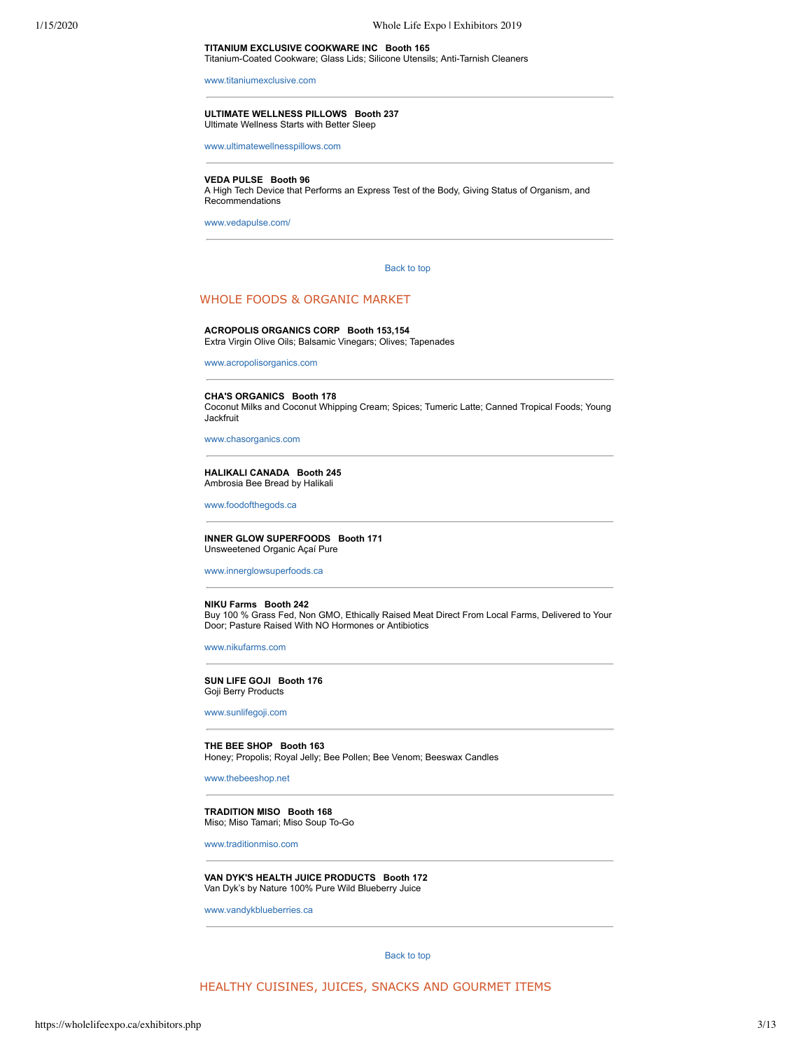**TITANIUM EXCLUSIVE COOKWARE INC   Booth 165**
Titanium-Coated Cookware; Glass Lids; Silicone Utensils; Anti-Tarnish Cleaners

www.titaniumexclusive.com

---

**ULTIMATE WELLNESS PILLOWS   Booth 237**
Ultimate Wellness Starts with Better Sleep

www.ultimatewellnesspillows.com

---

**VEDA PULSE   Booth 96**
A High Tech Device that Performs an Express Test of the Body, Giving Status of Organism, and Recommendations

www.vedapulse.com/

---

Back to top

## WHOLE FOODS & ORGANIC MARKET

**ACROPOLIS ORGANICS CORP   Booth 153,154**
Extra Virgin Olive Oils; Balsamic Vinegars; Olives; Tapenades

www.acropolisorganics.com

---

**CHA'S ORGANICS   Booth 178**
Coconut Milks and Coconut Whipping Cream; Spices; Tumeric Latte; Canned Tropical Foods; Young Jackfruit

www.chasorganics.com

---

**HALIKALI CANADA   Booth 245**
Ambrosia Bee Bread by Halikali

www.foodofthegods.ca

---

**INNER GLOW SUPERFOODS   Booth 171**
Unsweetened Organic Açaí Pure

www.innerglowsuperfoods.ca

---

**NIKU Farms   Booth 242**
Buy 100 % Grass Fed, Non GMO, Ethically Raised Meat Direct From Local Farms, Delivered to Your Door; Pasture Raised With NO Hormones or Antibiotics

www.nikufarms.com

---

**SUN LIFE GOJI   Booth 176**
Goji Berry Products

www.sunlifegoji.com

---

**THE BEE SHOP   Booth 163**
Honey; Propolis; Royal Jelly; Bee Pollen; Bee Venom; Beeswax Candles

www.thebeeshop.net

---

**TRADITION MISO   Booth 168**
Miso; Miso Tamari; Miso Soup To-Go

www.traditionmiso.com

---

**VAN DYK'S HEALTH JUICE PRODUCTS   Booth 172**
Van Dyk's by Nature 100% Pure Wild Blueberry Juice

www.vandykblueberries.ca

---

Back to top

## HEALTHY CUISINES, JUICES, SNACKS AND GOURMET ITEMS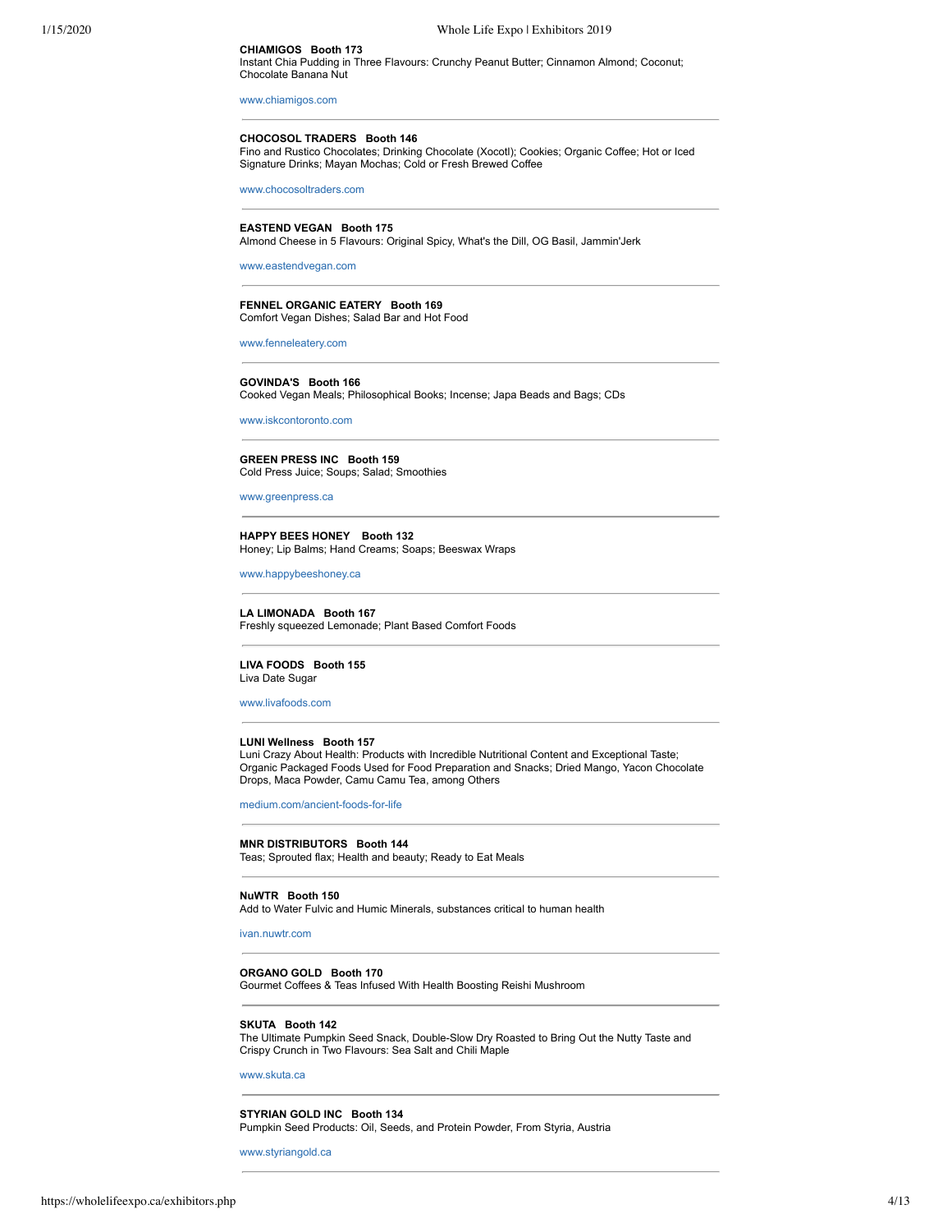**CHIAMIGOS Booth 173**
Instant Chia Pudding in Three Flavours: Crunchy Peanut Butter; Cinnamon Almond; Coconut; Chocolate Banana Nut

www.chiamigos.com

---

**CHOCOSOL TRADERS Booth 146**
Fino and Rustico Chocolates; Drinking Chocolate (Xocotl); Cookies; Organic Coffee; Hot or Iced Signature Drinks; Mayan Mochas; Cold or Fresh Brewed Coffee

www.chocosoltraders.com

---

**EASTEND VEGAN Booth 175**
Almond Cheese in 5 Flavours: Original Spicy, What's the Dill, OG Basil, Jammin'Jerk

www.eastendvegan.com

---

**FENNEL ORGANIC EATERY Booth 169**
Comfort Vegan Dishes; Salad Bar and Hot Food

www.fenneleatery.com

---

**GOVINDA'S Booth 166**
Cooked Vegan Meals; Philosophical Books; Incense; Japa Beads and Bags; CDs

www.iskcontoronto.com

---

**GREEN PRESS INC Booth 159**
Cold Press Juice; Soups; Salad; Smoothies

www.greenpress.ca

---

**HAPPY BEES HONEY Booth 132**
Honey; Lip Balms; Hand Creams; Soaps; Beeswax Wraps

www.happybeeshoney.ca

---

**LA LIMONADA Booth 167**
Freshly squeezed Lemonade; Plant Based Comfort Foods

---

**LIVA FOODS Booth 155**
Liva Date Sugar

www.livafoods.com

---

**LUNI Wellness Booth 157**
Luni Crazy About Health: Products with Incredible Nutritional Content and Exceptional Taste; Organic Packaged Foods Used for Food Preparation and Snacks; Dried Mango, Yacon Chocolate Drops, Maca Powder, Camu Camu Tea, among Others

medium.com/ancient-foods-for-life

---

**MNR DISTRIBUTORS Booth 144**
Teas; Sprouted flax; Health and beauty; Ready to Eat Meals

---

**NuWTR Booth 150**
Add to Water Fulvic and Humic Minerals, substances critical to human health

ivan.nuwtr.com

---

**ORGANO GOLD Booth 170**
Gourmet Coffees & Teas Infused With Health Boosting Reishi Mushroom

---

**SKUTA Booth 142**
The Ultimate Pumpkin Seed Snack, Double-Slow Dry Roasted to Bring Out the Nutty Taste and Crispy Crunch in Two Flavours: Sea Salt and Chili Maple

www.skuta.ca

---

**STYRIAN GOLD INC Booth 134**
Pumpkin Seed Products: Oil, Seeds, and Protein Powder, From Styria, Austria

www.styriangold.ca

---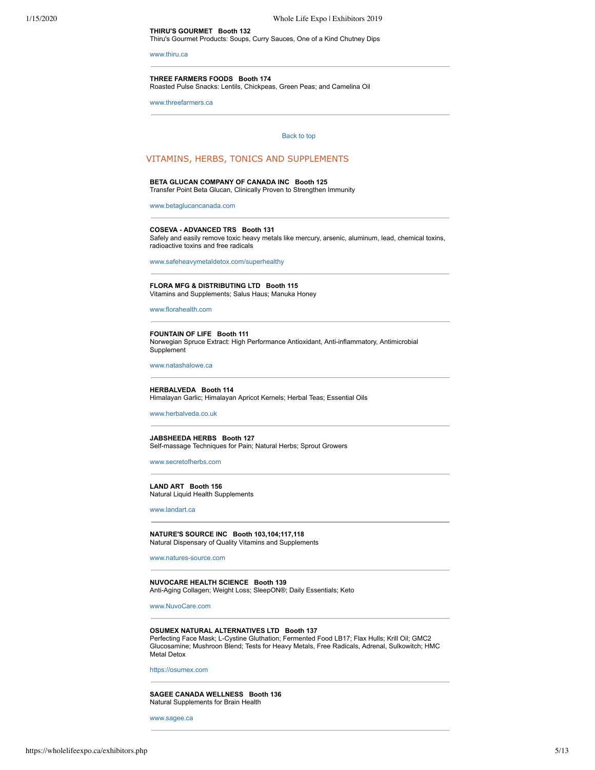**THIRU'S GOURMET   Booth 132**
Thiru's Gourmet Products: Soups, Curry Sauces, One of a Kind Chutney Dips

www.thiru.ca

---

**THREE FARMERS FOODS   Booth 174**
Roasted Pulse Snacks: Lentils, Chickpeas, Green Peas; and Camelina Oil

www.threefarmers.ca

---

Back to top

## VITAMINS, HERBS, TONICS AND SUPPLEMENTS

**BETA GLUCAN COMPANY OF CANADA INC   Booth 125**
Transfer Point Beta Glucan, Clinically Proven to Strengthen Immunity

www.betaglucancanada.com

---

**COSEVA - ADVANCED TRS   Booth 131**
Safely and easily remove toxic heavy metals like mercury, arsenic, aluminum, lead, chemical toxins, radioactive toxins and free radicals

www.safeheavymetaldetox.com/superhealthy

---

**FLORA MFG & DISTRIBUTING LTD   Booth 115**
Vitamins and Supplements; Salus Haus; Manuka Honey

www.florahealth.com

---

**FOUNTAIN OF LIFE   Booth 111**
Norwegian Spruce Extract: High Performance Antioxidant, Anti-inflammatory, Antimicrobial Supplement

www.natashalowe.ca

---

**HERBALVEDA   Booth 114**
Himalayan Garlic; Himalayan Apricot Kernels; Herbal Teas; Essential Oils

www.herbalveda.co.uk

---

**JABSHEEDA HERBS   Booth 127**
Self-massage Techniques for Pain; Natural Herbs; Sprout Growers

www.secretofherbs.com

---

**LAND ART   Booth 156**
Natural Liquid Health Supplements

www.landart.ca

---

**NATURE'S SOURCE INC   Booth 103,104;117,118**
Natural Dispensary of Quality Vitamins and Supplements

www.natures-source.com

---

**NUVOCARE HEALTH SCIENCE   Booth 139**
Anti-Aging Collagen; Weight Loss; SleepON®; Daily Essentials; Keto

www.NuvoCare.com

---

**OSUMEX NATURAL ALTERNATIVES LTD   Booth 137**
Perfecting Face Mask; L-Cystine Gluthation; Fermented Food LB17; Flax Hulls; Krill Oil; GMC2 Glucosamine; Mushroon Blend; Tests for Heavy Metals, Free Radicals, Adrenal, Sulkowitch; HMC Metal Detox

https://osumex.com

---

**SAGEE CANADA WELLNESS   Booth 136**
Natural Supplements for Brain Health

www.sagee.ca

---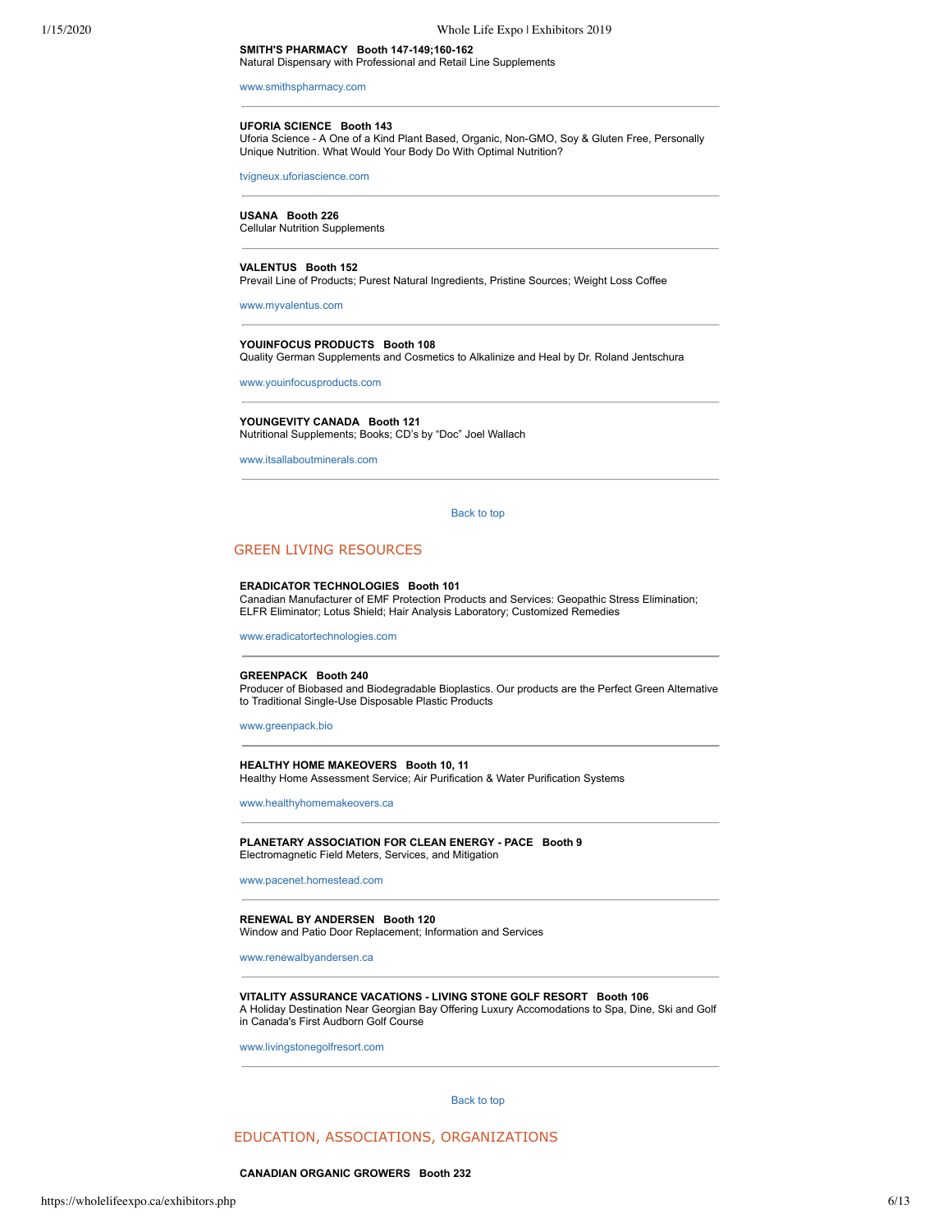**SMITH'S PHARMACY   Booth 147-149;160-162**
Natural Dispensary with Professional and Retail Line Supplements

www.smithspharmacy.com

---

**UFORIA SCIENCE   Booth 143**
Uforia Science - A One of a Kind Plant Based, Organic, Non-GMO, Soy & Gluten Free, Personally Unique Nutrition. What Would Your Body Do With Optimal Nutrition?

tvigneux.uforiascience.com

---

**USANA   Booth 226**
Cellular Nutrition Supplements

---

**VALENTUS   Booth 152**
Prevail Line of Products; Purest Natural Ingredients, Pristine Sources; Weight Loss Coffee

www.myvalentus.com

---

**YOUINFOCUS PRODUCTS   Booth 108**
Quality German Supplements and Cosmetics to Alkalinize and Heal by Dr. Roland Jentschura

www.youinfocusproducts.com

---

**YOUNGEVITY CANADA   Booth 121**
Nutritional Supplements; Books; CD's by "Doc" Joel Wallach

www.itsallaboutminerals.com

---

Back to top

## GREEN LIVING RESOURCES

**ERADICATOR TECHNOLOGIES   Booth 101**
Canadian Manufacturer of EMF Protection Products and Services: Geopathic Stress Elimination; ELFR Eliminator; Lotus Shield; Hair Analysis Laboratory; Customized Remedies

www.eradicatortechnologies.com

---

**GREENPACK   Booth 240**
Producer of Biobased and Biodegradable Bioplastics. Our products are the Perfect Green Alternative to Traditional Single-Use Disposable Plastic Products

www.greenpack.bio

---

**HEALTHY HOME MAKEOVERS   Booth 10, 11**
Healthy Home Assessment Service; Air Purification & Water Purification Systems

www.healthyhomemakeovers.ca

---

**PLANETARY ASSOCIATION FOR CLEAN ENERGY - PACE   Booth 9**
Electromagnetic Field Meters, Services, and Mitigation

www.pacenet.homestead.com

---

**RENEWAL BY ANDERSEN   Booth 120**
Window and Patio Door Replacement; Information and Services

www.renewalbyandersen.ca

---

**VITALITY ASSURANCE VACATIONS - LIVING STONE GOLF RESORT   Booth 106**
A Holiday Destination Near Georgian Bay Offering Luxury Accomodations to Spa, Dine, Ski and Golf in Canada's First Audborn Golf Course

www.livingstonegolfresort.com

---

Back to top

## EDUCATION, ASSOCIATIONS, ORGANIZATIONS

**CANADIAN ORGANIC GROWERS   Booth 232**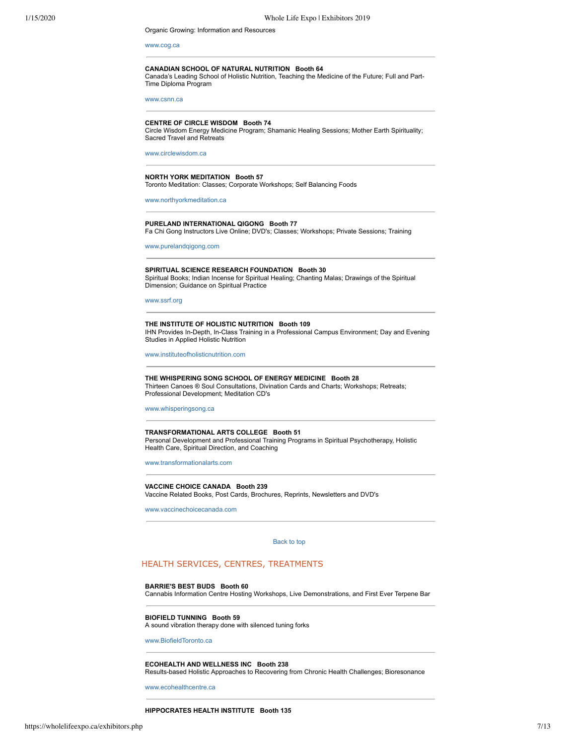Organic Growing: Information and Resources

www.cog.ca

---

**CANADIAN SCHOOL OF NATURAL NUTRITION Booth 64**
Canada's Leading School of Holistic Nutrition, Teaching the Medicine of the Future; Full and Part-Time Diploma Program

www.csnn.ca

---

**CENTRE OF CIRCLE WISDOM Booth 74**
Circle Wisdom Energy Medicine Program; Shamanic Healing Sessions; Mother Earth Spirituality; Sacred Travel and Retreats

www.circlewisdom.ca

---

**NORTH YORK MEDITATION Booth 57**
Toronto Meditation: Classes; Corporate Workshops; Self Balancing Foods

www.northyorkmeditation.ca

---

**PURELAND INTERNATIONAL QIGONG Booth 77**
Fa Chi Gong Instructors Live Online; DVD's; Classes; Workshops; Private Sessions; Training

www.purelandqigong.com

---

**SPIRITUAL SCIENCE RESEARCH FOUNDATION Booth 30**
Spiritual Books; Indian Incense for Spiritual Healing; Chanting Malas; Drawings of the Spiritual Dimension; Guidance on Spiritual Practice

www.ssrf.org

---

**THE INSTITUTE OF HOLISTIC NUTRITION Booth 109**
IHN Provides In-Depth, In-Class Training in a Professional Campus Environment; Day and Evening Studies in Applied Holistic Nutrition

www.instituteofholisticnutrition.com

---

**THE WHISPERING SONG SCHOOL OF ENERGY MEDICINE Booth 28**
Thirteen Canoes ® Soul Consultations, Divination Cards and Charts; Workshops; Retreats; Professional Development; Meditation CD's

www.whisperingsong.ca

---

**TRANSFORMATIONAL ARTS COLLEGE Booth 51**
Personal Development and Professional Training Programs in Spiritual Psychotherapy, Holistic Health Care, Spiritual Direction, and Coaching

www.transformationalarts.com

---

**VACCINE CHOICE CANADA Booth 239**
Vaccine Related Books, Post Cards, Brochures, Reprints, Newsletters and DVD's

www.vaccinechoicecanada.com

---

Back to top

## HEALTH SERVICES, CENTRES, TREATMENTS

**BARRIE'S BEST BUDS Booth 60**
Cannabis Information Centre Hosting Workshops, Live Demonstrations, and First Ever Terpene Bar

---

**BIOFIELD TUNNING Booth 59**
A sound vibration therapy done with silenced tuning forks

www.BiofieldToronto.ca

---

**ECOHEALTH AND WELLNESS INC Booth 238**
Results-based Holistic Approaches to Recovering from Chronic Health Challenges; Bioresonance

www.ecohealthcentre.ca

---

**HIPPOCRATES HEALTH INSTITUTE Booth 135**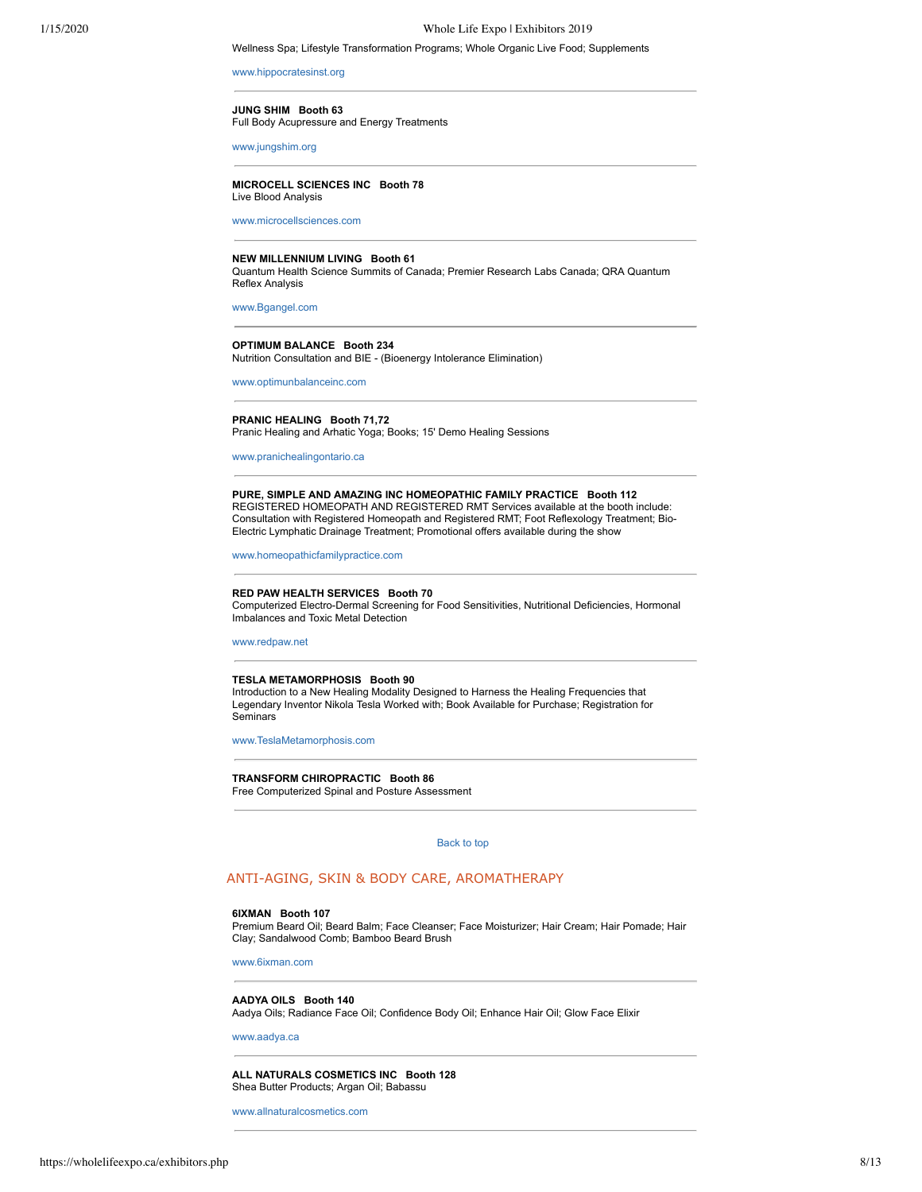Wellness Spa; Lifestyle Transformation Programs; Whole Organic Live Food; Supplements

www.hippocratesinst.org

---

**JUNG SHIM   Booth 63**
Full Body Acupressure and Energy Treatments

www.jungshim.org

---

**MICROCELL SCIENCES INC   Booth 78**
Live Blood Analysis

www.microcellsciences.com

---

**NEW MILLENNIUM LIVING   Booth 61**
Quantum Health Science Summits of Canada; Premier Research Labs Canada; QRA Quantum Reflex Analysis

www.Bgangel.com

---

**OPTIMUM BALANCE   Booth 234**
Nutrition Consultation and BIE - (Bioenergy Intolerance Elimination)

www.optimunbalanceinc.com

---

**PRANIC HEALING   Booth 71,72**
Pranic Healing and Arhatic Yoga; Books; 15' Demo Healing Sessions

www.pranichealingontario.ca

---

**PURE, SIMPLE AND AMAZING INC HOMEOPATHIC FAMILY PRACTICE   Booth 112**
REGISTERED HOMEOPATH AND REGISTERED RMT Services available at the booth include: Consultation with Registered Homeopath and Registered RMT; Foot Reflexology Treatment; Bio-Electric Lymphatic Drainage Treatment; Promotional offers available during the show

www.homeopathicfamilypractice.com

---

**RED PAW HEALTH SERVICES   Booth 70**
Computerized Electro-Dermal Screening for Food Sensitivities, Nutritional Deficiencies, Hormonal Imbalances and Toxic Metal Detection

www.redpaw.net

---

**TESLA METAMORPHOSIS   Booth 90**
Introduction to a New Healing Modality Designed to Harness the Healing Frequencies that Legendary Inventor Nikola Tesla Worked with; Book Available for Purchase; Registration for Seminars

www.TeslaMetamorphosis.com

---

**TRANSFORM CHIROPRACTIC   Booth 86**
Free Computerized Spinal and Posture Assessment

---

Back to top

## ANTI-AGING, SKIN & BODY CARE, AROMATHERAPY

**6IXMAN   Booth 107**
Premium Beard Oil; Beard Balm; Face Cleanser; Face Moisturizer; Hair Cream; Hair Pomade; Hair Clay; Sandalwood Comb; Bamboo Beard Brush

www.6ixman.com

---

**AADYA OILS   Booth 140**
Aadya Oils; Radiance Face Oil; Confidence Body Oil; Enhance Hair Oil; Glow Face Elixir

www.aadya.ca

---

**ALL NATURALS COSMETICS INC   Booth 128**
Shea Butter Products; Argan Oil; Babassu

www.allnaturalcosmetics.com

---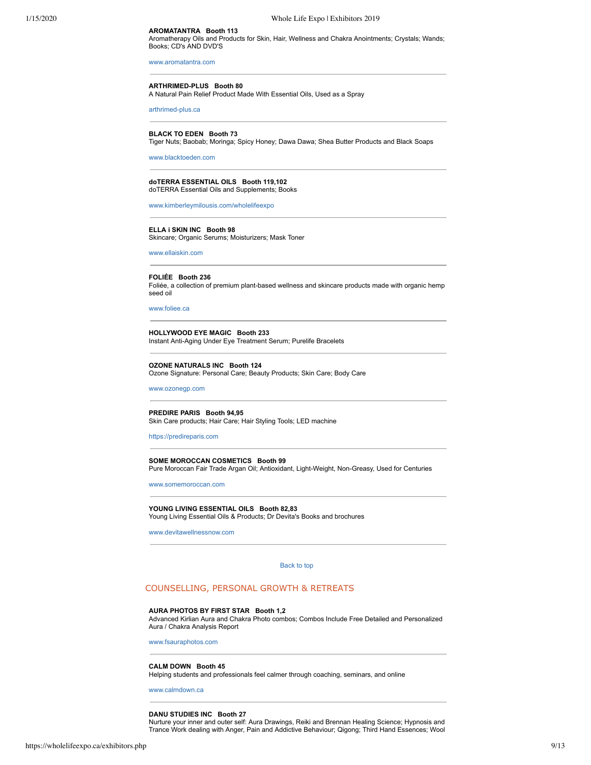**AROMATANTRA Booth 113**
Aromatherapy Oils and Products for Skin, Hair, Wellness and Chakra Anointments; Crystals; Wands; Books; CD's AND DVD'S

www.aromatantra.com

---

**ARTHRIMED-PLUS Booth 80**
A Natural Pain Relief Product Made With Essential Oils, Used as a Spray

arthrimed-plus.ca

---

**BLACK TO EDEN Booth 73**
Tiger Nuts; Baobab; Moringa; Spicy Honey; Dawa Dawa; Shea Butter Products and Black Soaps

www.blacktoeden.com

---

**doTERRA ESSENTIAL OILS Booth 119,102**
doTERRA Essential Oils and Supplements; Books

www.kimberleymilousis.com/wholelifeexpo

---

**ELLA i SKIN INC Booth 98**
Skincare; Organic Serums; Moisturizers; Mask Toner

www.ellaiskin.com

---

**FOLIÉE Booth 236**
Foliée, a collection of premium plant-based wellness and skincare products made with organic hemp seed oil

www.foliee.ca

---

**HOLLYWOOD EYE MAGIC Booth 233**
Instant Anti-Aging Under Eye Treatment Serum; Purelife Bracelets

---

**OZONE NATURALS INC Booth 124**
Ozone Signature: Personal Care; Beauty Products; Skin Care; Body Care

www.ozonegp.com

---

**PREDIRE PARIS Booth 94,95**
Skin Care products; Hair Care; Hair Styling Tools; LED machine

https://predireparis.com

---

**SOME MOROCCAN COSMETICS Booth 99**
Pure Moroccan Fair Trade Argan Oil; Antioxidant, Light-Weight, Non-Greasy, Used for Centuries

www.somemoroccan.com

---

**YOUNG LIVING ESSENTIAL OILS Booth 82,83**
Young Living Essential Oils & Products; Dr Devita's Books and brochures

www.devitawellnessnow.com

---

Back to top

## COUNSELLING, PERSONAL GROWTH & RETREATS

**AURA PHOTOS BY FIRST STAR Booth 1,2**
Advanced Kirlian Aura and Chakra Photo combos; Combos Include Free Detailed and Personalized Aura / Chakra Analysis Report

www.fsauraphotos.com

---

**CALM DOWN Booth 45**
Helping students and professionals feel calmer through coaching, seminars, and online

www.calmdown.ca

---

**DANU STUDIES INC Booth 27**
Nurture your inner and outer self: Aura Drawings, Reiki and Brennan Healing Science; Hypnosis and Trance Work dealing with Anger, Pain and Addictive Behaviour; Qigong; Third Hand Essences; Wool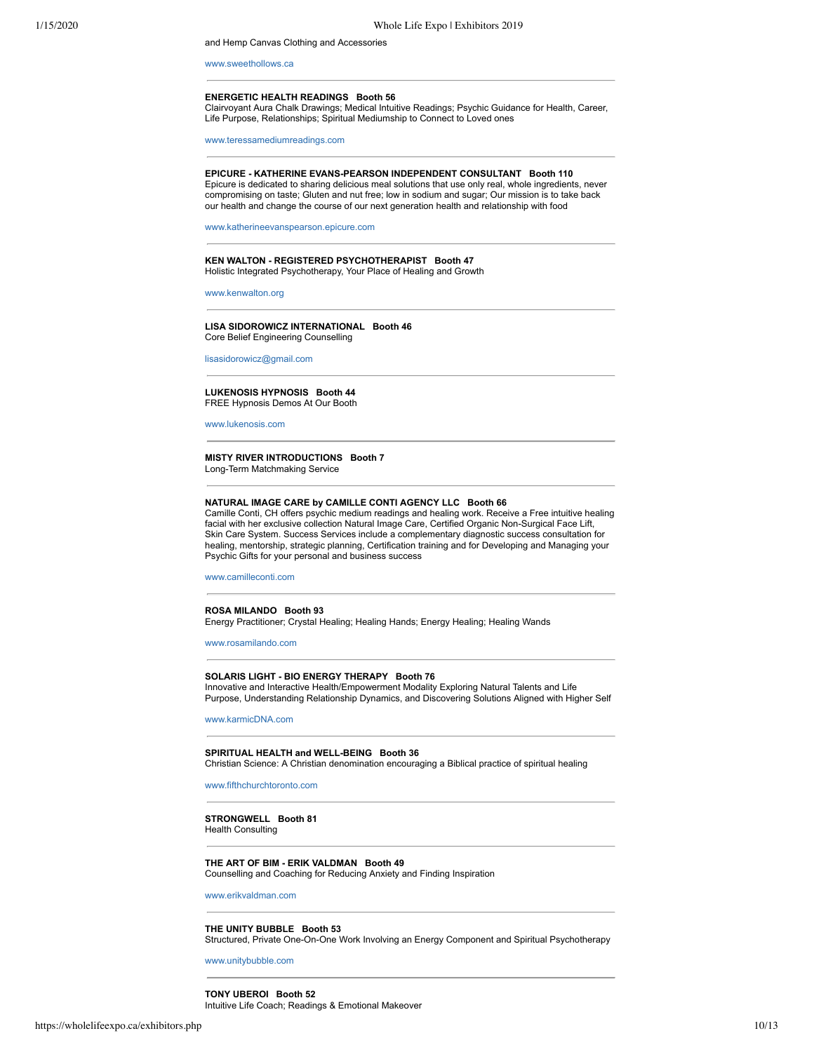and Hemp Canvas Clothing and Accessories

www.sweethollows.ca

---

**ENERGETIC HEALTH READINGS   Booth 56**
Clairvoyant Aura Chalk Drawings; Medical Intuitive Readings; Psychic Guidance for Health, Career, Life Purpose, Relationships; Spiritual Mediumship to Connect to Loved ones

www.teressamediumreadings.com

---

**EPICURE - KATHERINE EVANS-PEARSON INDEPENDENT CONSULTANT   Booth 110**
Epicure is dedicated to sharing delicious meal solutions that use only real, whole ingredients, never compromising on taste; Gluten and nut free; low in sodium and sugar; Our mission is to take back our health and change the course of our next generation health and relationship with food

www.katherineevanspearson.epicure.com

---

**KEN WALTON - REGISTERED PSYCHOTHERAPIST   Booth 47**
Holistic Integrated Psychotherapy, Your Place of Healing and Growth

www.kenwalton.org

---

**LISA SIDOROWICZ INTERNATIONAL   Booth 46**
Core Belief Engineering Counselling

lisasidorowicz@gmail.com

---

**LUKENOSIS HYPNOSIS   Booth 44**
FREE Hypnosis Demos At Our Booth

www.lukenosis.com

---

**MISTY RIVER INTRODUCTIONS   Booth 7**
Long-Term Matchmaking Service

---

**NATURAL IMAGE CARE by CAMILLE CONTI AGENCY LLC   Booth 66**
Camille Conti, CH offers psychic medium readings and healing work. Receive a Free intuitive healing facial with her exclusive collection Natural Image Care, Certified Organic Non-Surgical Face Lift, Skin Care System. Success Services include a complementary diagnostic success consultation for healing, mentorship, strategic planning, Certification training and for Developing and Managing your Psychic Gifts for your personal and business success

www.camilleconti.com

---

**ROSA MILANDO   Booth 93**
Energy Practitioner; Crystal Healing; Healing Hands; Energy Healing; Healing Wands

www.rosamilando.com

---

**SOLARIS LIGHT - BIO ENERGY THERAPY   Booth 76**
Innovative and Interactive Health/Empowerment Modality Exploring Natural Talents and Life Purpose, Understanding Relationship Dynamics, and Discovering Solutions Aligned with Higher Self

www.karmicDNA.com

---

**SPIRITUAL HEALTH and WELL-BEING   Booth 36**
Christian Science: A Christian denomination encouraging a Biblical practice of spiritual healing

www.fifthchurchtoronto.com

---

**STRONGWELL   Booth 81**
Health Consulting

---

**THE ART OF BIM - ERIK VALDMAN   Booth 49**
Counselling and Coaching for Reducing Anxiety and Finding Inspiration

www.erikvaldman.com

---

**THE UNITY BUBBLE   Booth 53**
Structured, Private One-On-One Work Involving an Energy Component and Spiritual Psychotherapy

www.unitybubble.com

---

**TONY UBEROI   Booth 52**
Intuitive Life Coach; Readings & Emotional Makeover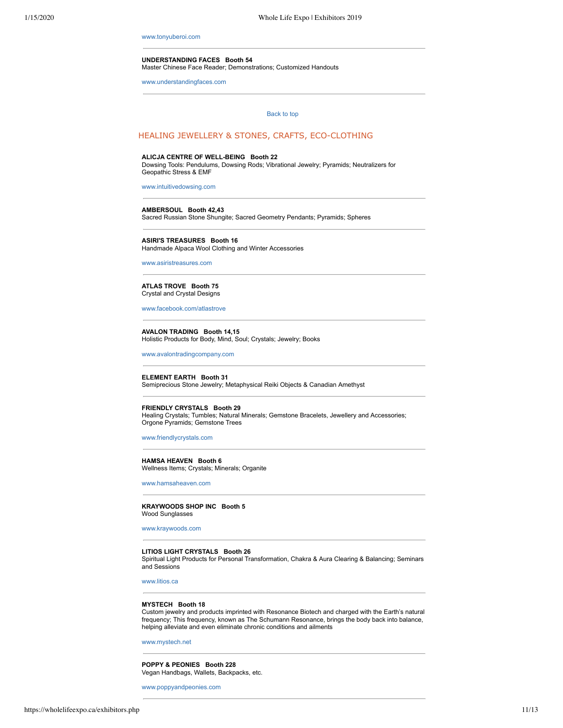www.tonyuberoi.com

---

**UNDERSTANDING FACES Booth 54**
Master Chinese Face Reader; Demonstrations; Customized Handouts

www.understandingfaces.com

---

Back to top

## HEALING JEWELLERY & STONES, CRAFTS, ECO-CLOTHING

**ALICJA CENTRE OF WELL-BEING Booth 22**
Dowsing Tools: Pendulums, Dowsing Rods; Vibrational Jewelry; Pyramids; Neutralizers for Geopathic Stress & EMF

www.intuitivedowsing.com

---

**AMBERSOUL Booth 42,43**
Sacred Russian Stone Shungite; Sacred Geometry Pendants; Pyramids; Spheres

---

**ASIRI'S TREASURES Booth 16**
Handmade Alpaca Wool Clothing and Winter Accessories

www.asiristreasures.com

---

**ATLAS TROVE Booth 75**
Crystal and Crystal Designs

www.facebook.com/atlastrove

---

**AVALON TRADING Booth 14,15**
Holistic Products for Body, Mind, Soul; Crystals; Jewelry; Books

www.avalontradingcompany.com

---

**ELEMENT EARTH Booth 31**
Semiprecious Stone Jewelry; Metaphysical Reiki Objects & Canadian Amethyst

---

**FRIENDLY CRYSTALS Booth 29**
Healing Crystals; Tumbles; Natural Minerals; Gemstone Bracelets, Jewellery and Accessories; Orgone Pyramids; Gemstone Trees

www.friendlycrystals.com

---

**HAMSA HEAVEN Booth 6**
Wellness Items; Crystals; Minerals; Organite

www.hamsaheaven.com

---

**KRAYWOODS SHOP INC Booth 5**
Wood Sunglasses

www.kraywoods.com

---

**LITIOS LIGHT CRYSTALS Booth 26**
Spiritual Light Products for Personal Transformation, Chakra & Aura Clearing & Balancing; Seminars and Sessions

www.litios.ca

---

**MYSTECH Booth 18**
Custom jewelry and products imprinted with Resonance Biotech and charged with the Earth's natural frequency; This frequency, known as The Schumann Resonance, brings the body back into balance, helping alleviate and even eliminate chronic conditions and ailments

www.mystech.net

---

**POPPY & PEONIES Booth 228**
Vegan Handbags, Wallets, Backpacks, etc.

www.poppyandpeonies.com

---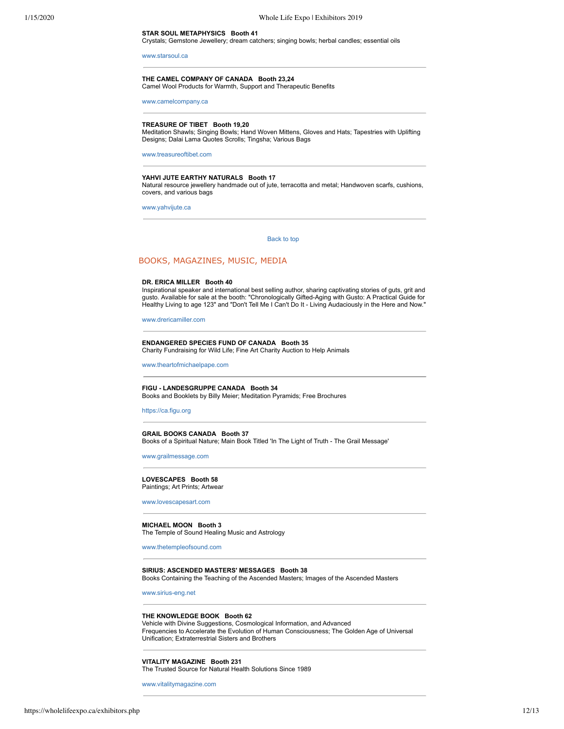**STAR SOUL METAPHYSICS   Booth 41**
Crystals; Gemstone Jewellery; dream catchers; singing bowls; herbal candles; essential oils

www.starsoul.ca

---

**THE CAMEL COMPANY OF CANADA   Booth 23,24**
Camel Wool Products for Warmth, Support and Therapeutic Benefits

www.camelcompany.ca

---

**TREASURE OF TIBET   Booth 19,20**
Meditation Shawls; Singing Bowls; Hand Woven Mittens, Gloves and Hats; Tapestries with Uplifting Designs; Dalai Lama Quotes Scrolls; Tingsha; Various Bags

www.treasureoftibet.com

---

**YAHVI JUTE EARTHY NATURALS   Booth 17**
Natural resource jewellery handmade out of jute, terracotta and metal; Handwoven scarfs, cushions, covers, and various bags

www.yahvijute.ca

---

Back to top

## BOOKS, MAGAZINES, MUSIC, MEDIA

**DR. ERICA MILLER   Booth 40**
Inspirational speaker and international best selling author, sharing captivating stories of guts, grit and gusto. Available for sale at the booth: "Chronologically Gifted-Aging with Gusto: A Practical Guide for Healthy Living to age 123" and "Don't Tell Me I Can't Do It - Living Audaciously in the Here and Now."

www.drericamiller.com

---

**ENDANGERED SPECIES FUND OF CANADA   Booth 35**
Charity Fundraising for Wild Life; Fine Art Charity Auction to Help Animals

www.theartofmichaelpape.com

---

**FIGU - LANDESGRUPPE CANADA   Booth 34**
Books and Booklets by Billy Meier; Meditation Pyramids; Free Brochures

https://ca.figu.org

---

**GRAIL BOOKS CANADA   Booth 37**
Books of a Spiritual Nature; Main Book Titled 'In The Light of Truth - The Grail Message'

www.grailmessage.com

---

**LOVESCAPES   Booth 58**
Paintings; Art Prints; Artwear

www.lovescapesart.com

---

**MICHAEL MOON   Booth 3**
The Temple of Sound Healing Music and Astrology

www.thetempleofsound.com

---

**SIRIUS: ASCENDED MASTERS' MESSAGES   Booth 38**
Books Containing the Teaching of the Ascended Masters; Images of the Ascended Masters

www.sirius-eng.net

---

**THE KNOWLEDGE BOOK   Booth 62**
Vehicle with Divine Suggestions, Cosmological Information, and Advanced Frequencies to Accelerate the Evolution of Human Consciousness; The Golden Age of Universal Unification; Extraterrestrial Sisters and Brothers

---

**VITALITY MAGAZINE   Booth 231**
The Trusted Source for Natural Health Solutions Since 1989

www.vitalitymagazine.com

---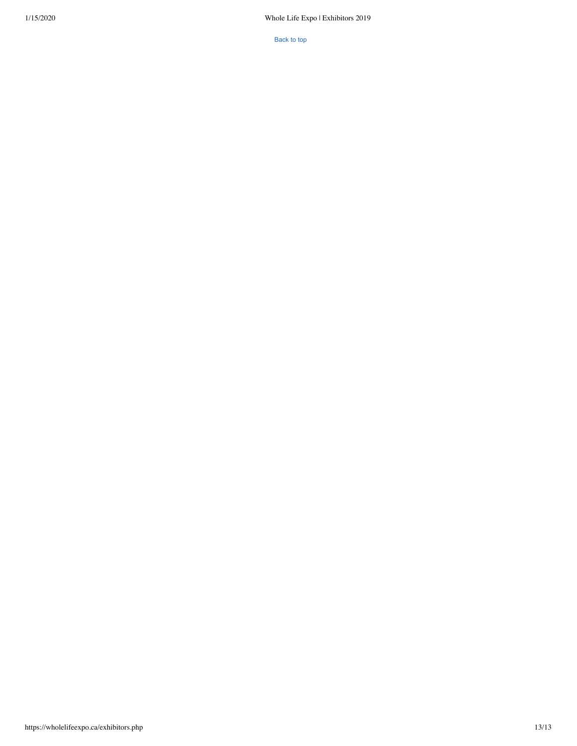Back to top